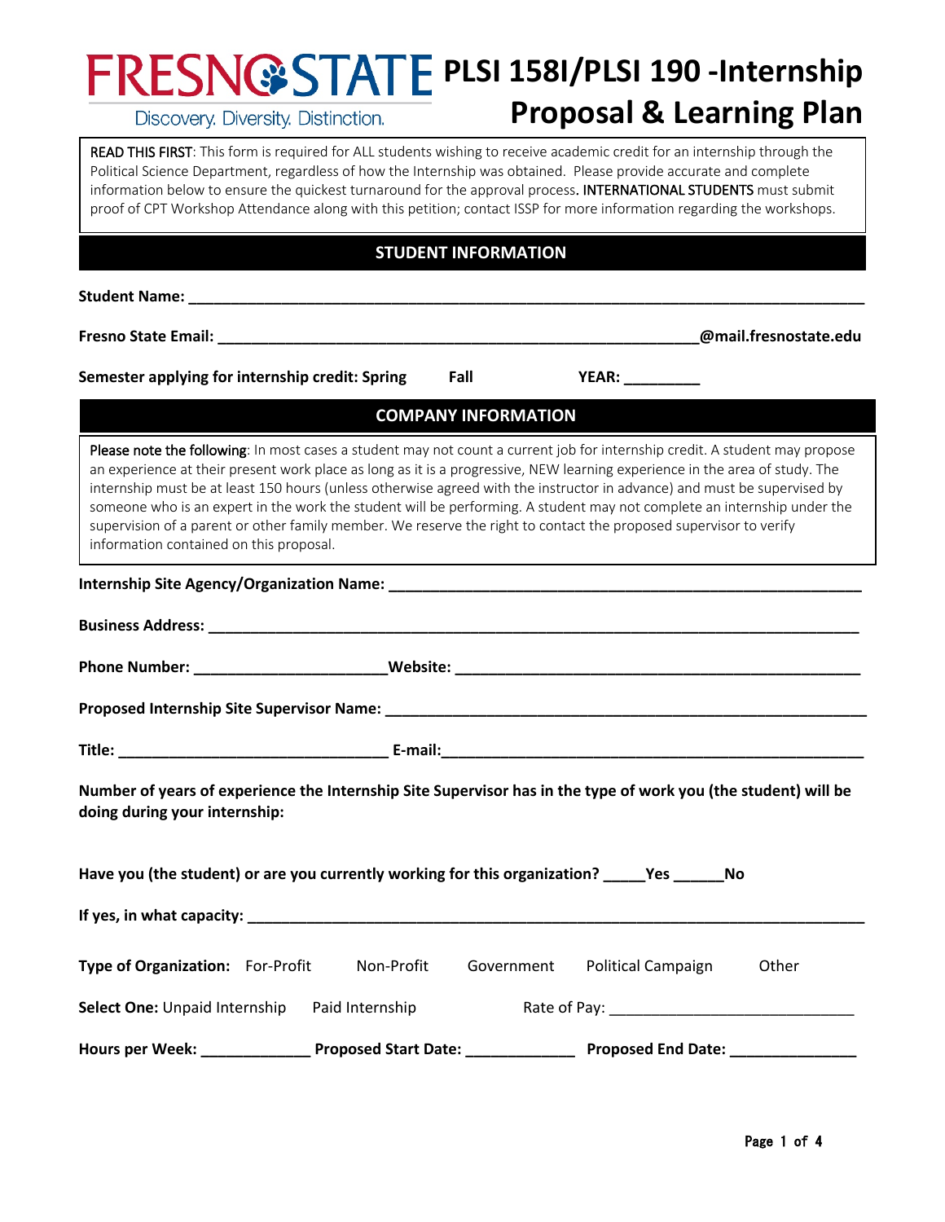FRESNO STATE

Discovery. Diversity. Distinction.

# PLSI 158I/PLSI 190 -Internship Proposal & Learning Plan

READ THIS FIRST: This form is required for ALL students wishing to receive academic credit for an internship through the Political Science Department, regardless of how the Internship was obtained. Please provide accurate and complete information below to ensure the quickest turnaround for the approval process. INTERNATIONAL STUDENTS must submit proof of CPT Workshop Attendance along with this petition; contact ISSP for more information regarding the workshops.

## STUDENT INFORMATION

**Student Name:** ______________________________________________________________

**Fresno State Email:** ____________________________________________@mail.fresnostate.edu

**Semester applying for internship credit: Spring Fall YEAR:** _________

## COMPANY INFORMATION

Please note the following: In most cases a student may not count a current job for internship credit. A student may propose an experience at their present work place as long as it is a progressive, NEW learning experience in the area of study. The internship must be at least 150 hours (unless otherwise agreed with the instructor in advance) and must be supervised by someone who is an expert in the work the student will be performing. A student may not complete an internship under the supervision of a parent or other family member. We reserve the right to contact the proposed supervisor to verify information contained on this proposal.

**Internship Site Agency/Organization Name:** ____________________________________________

**Business Address:** ______________________________________________________________

**Phone Number:** ______________________**Website:** ______________________________________

**Proposed Internship Site Supervisor Name:** ____________________________________________

**Title:** ______________________________ **E-mail:**________________________________________

**Number of years of experience the Internship Site Supervisor has in the type of work you (the student) will be doing during your internship:**

**Have you (the student) or are you currently working for this organization?** _____**Yes** ______**No**

**If yes, in what capacity:** _________________________________________________________

**Type of Organization:** For-Profit Non-Profit Government Political Campaign Other

**Select One:** Unpaid Internship Paid Internship Rate of Pay: ___________________________

**Hours per Week:** ____________ **Proposed Start Date:** ____________ **Proposed End Date:** ______________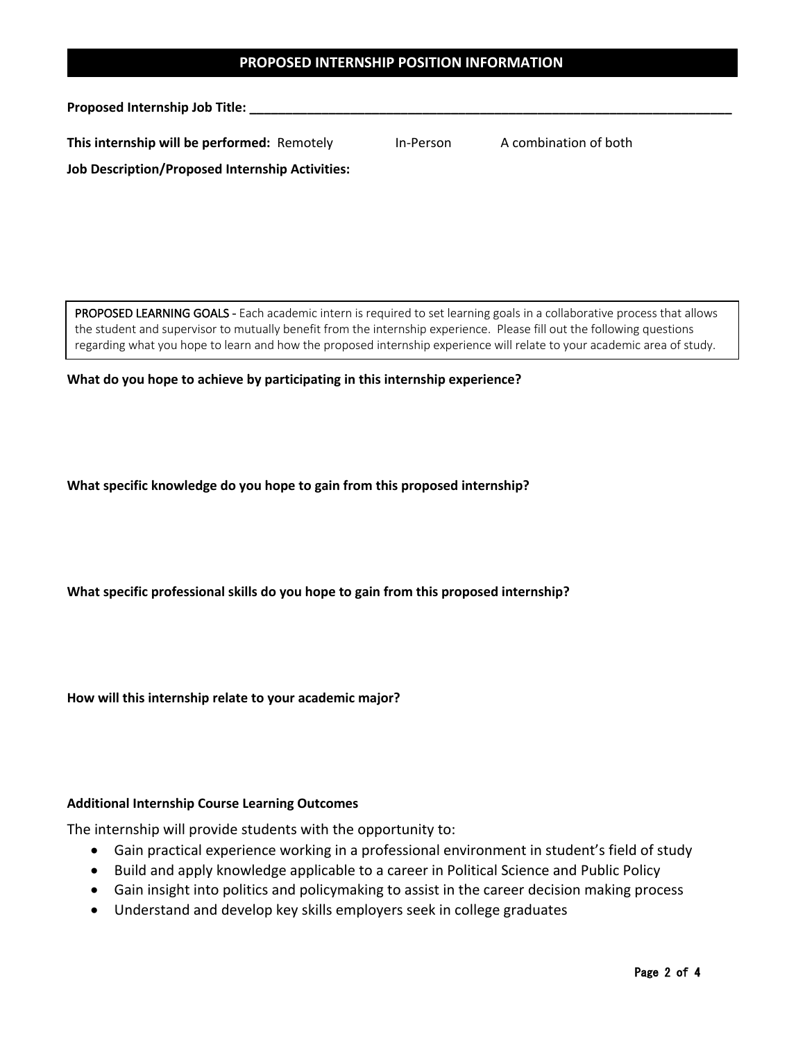## PROPOSED INTERNSHIP POSITION INFORMATION

**Proposed Internship Job Title:** ______________________________________________________________________

**This internship will be performed:** Remotely  In-Person  A combination of both

**Job Description/Proposed Internship Activities:**

PROPOSED LEARNING GOALS - Each academic intern is required to set learning goals in a collaborative process that allows the student and supervisor to mutually benefit from the internship experience. Please fill out the following questions regarding what you hope to learn and how the proposed internship experience will relate to your academic area of study.

**What do you hope to achieve by participating in this internship experience?**

**What specific knowledge do you hope to gain from this proposed internship?**

**What specific professional skills do you hope to gain from this proposed internship?**

**How will this internship relate to your academic major?**

**Additional Internship Course Learning Outcomes**

The internship will provide students with the opportunity to:

- Gain practical experience working in a professional environment in student's field of study
- Build and apply knowledge applicable to a career in Political Science and Public Policy
- Gain insight into politics and policymaking to assist in the career decision making process
- Understand and develop key skills employers seek in college graduates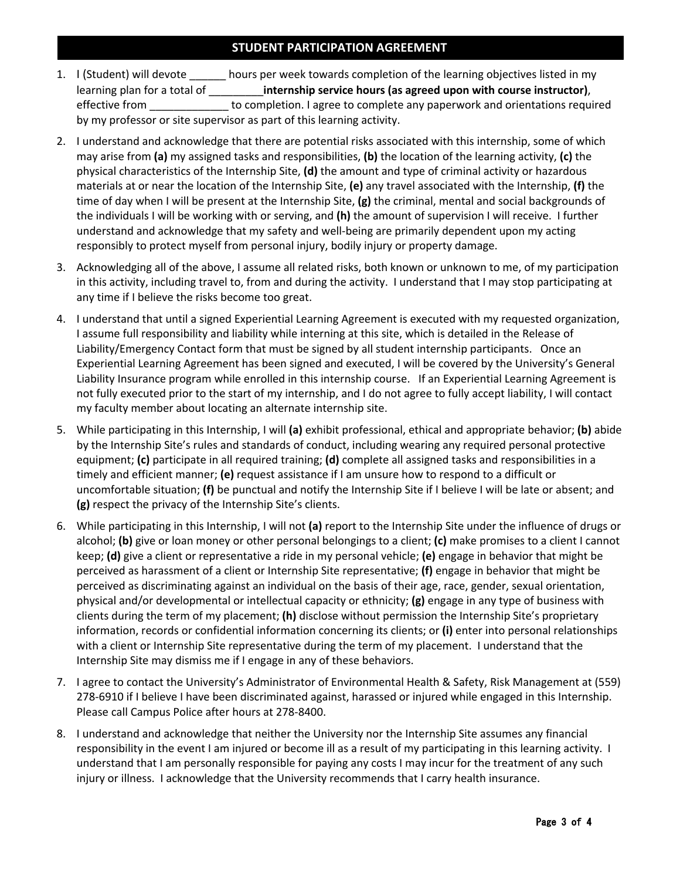## STUDENT PARTICIPATION AGREEMENT

1. I (Student) will devote ______ hours per week towards completion of the learning objectives listed in my learning plan for a total of _________**internship service hours (as agreed upon with course instructor)**, effective from _____________ to completion. I agree to complete any paperwork and orientations required by my professor or site supervisor as part of this learning activity.

2. I understand and acknowledge that there are potential risks associated with this internship, some of which may arise from **(a)** my assigned tasks and responsibilities, **(b)** the location of the learning activity, **(c)** the physical characteristics of the Internship Site, **(d)** the amount and type of criminal activity or hazardous materials at or near the location of the Internship Site, **(e)** any travel associated with the Internship, **(f)** the time of day when I will be present at the Internship Site, **(g)** the criminal, mental and social backgrounds of the individuals I will be working with or serving, and **(h)** the amount of supervision I will receive. I further understand and acknowledge that my safety and well-being are primarily dependent upon my acting responsibly to protect myself from personal injury, bodily injury or property damage.

3. Acknowledging all of the above, I assume all related risks, both known or unknown to me, of my participation in this activity, including travel to, from and during the activity. I understand that I may stop participating at any time if I believe the risks become too great.

4. I understand that until a signed Experiential Learning Agreement is executed with my requested organization, I assume full responsibility and liability while interning at this site, which is detailed in the Release of Liability/Emergency Contact form that must be signed by all student internship participants. Once an Experiential Learning Agreement has been signed and executed, I will be covered by the University's General Liability Insurance program while enrolled in this internship course. If an Experiential Learning Agreement is not fully executed prior to the start of my internship, and I do not agree to fully accept liability, I will contact my faculty member about locating an alternate internship site.

5. While participating in this Internship, I will **(a)** exhibit professional, ethical and appropriate behavior; **(b)** abide by the Internship Site's rules and standards of conduct, including wearing any required personal protective equipment; **(c)** participate in all required training; **(d)** complete all assigned tasks and responsibilities in a timely and efficient manner; **(e)** request assistance if I am unsure how to respond to a difficult or uncomfortable situation; **(f)** be punctual and notify the Internship Site if I believe I will be late or absent; and **(g)** respect the privacy of the Internship Site's clients.

6. While participating in this Internship, I will not **(a)** report to the Internship Site under the influence of drugs or alcohol; **(b)** give or loan money or other personal belongings to a client; **(c)** make promises to a client I cannot keep; **(d)** give a client or representative a ride in my personal vehicle; **(e)** engage in behavior that might be perceived as harassment of a client or Internship Site representative; **(f)** engage in behavior that might be perceived as discriminating against an individual on the basis of their age, race, gender, sexual orientation, physical and/or developmental or intellectual capacity or ethnicity; **(g)** engage in any type of business with clients during the term of my placement; **(h)** disclose without permission the Internship Site's proprietary information, records or confidential information concerning its clients; or **(i)** enter into personal relationships with a client or Internship Site representative during the term of my placement. I understand that the Internship Site may dismiss me if I engage in any of these behaviors.

7. I agree to contact the University's Administrator of Environmental Health & Safety, Risk Management at (559) 278-6910 if I believe I have been discriminated against, harassed or injured while engaged in this Internship. Please call Campus Police after hours at 278-8400.

8. I understand and acknowledge that neither the University nor the Internship Site assumes any financial responsibility in the event I am injured or become ill as a result of my participating in this learning activity. I understand that I am personally responsible for paying any costs I may incur for the treatment of any such injury or illness. I acknowledge that the University recommends that I carry health insurance.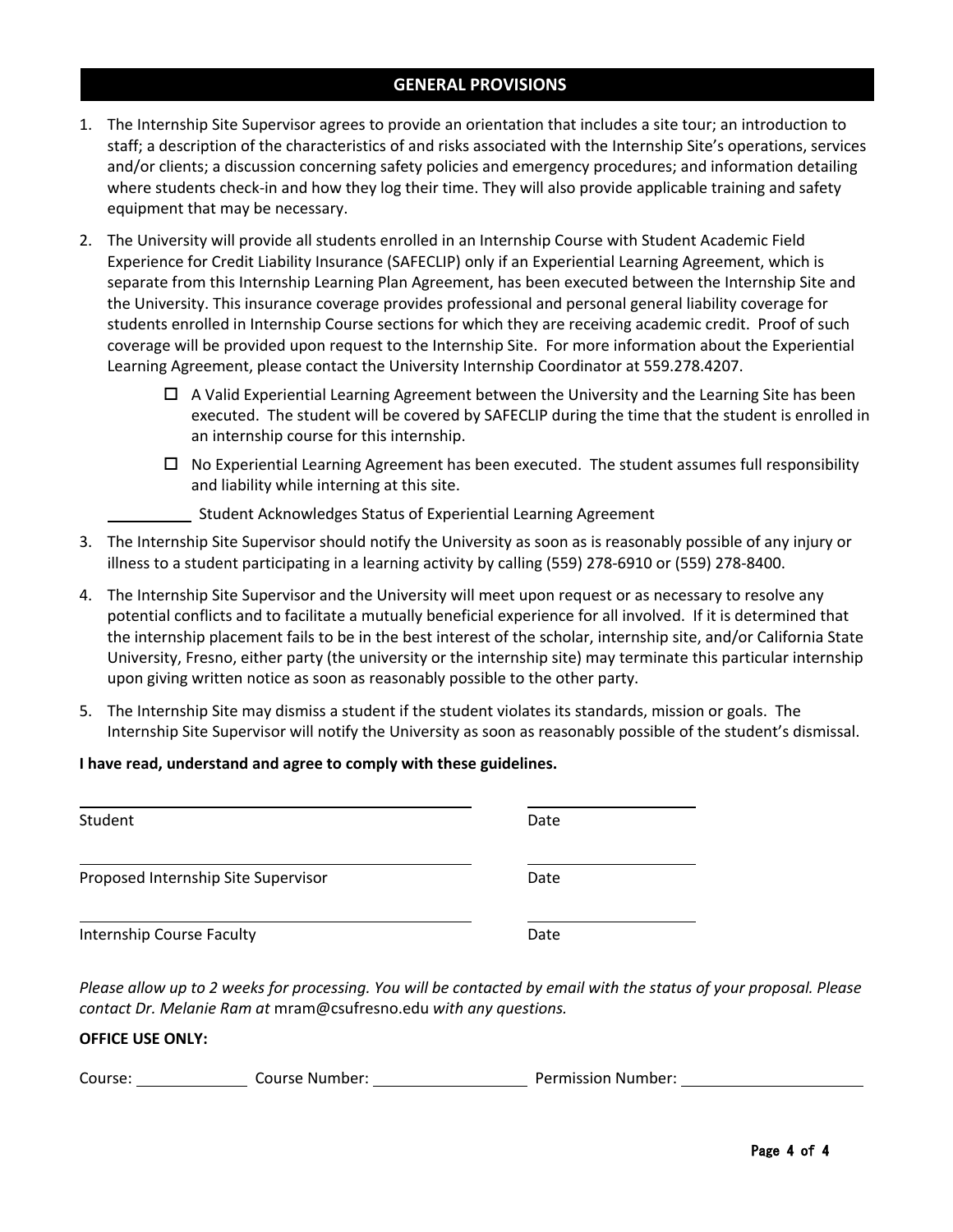## GENERAL PROVISIONS

1. The Internship Site Supervisor agrees to provide an orientation that includes a site tour; an introduction to staff; a description of the characteristics of and risks associated with the Internship Site's operations, services and/or clients; a discussion concerning safety policies and emergency procedures; and information detailing where students check-in and how they log their time. They will also provide applicable training and safety equipment that may be necessary.

2. The University will provide all students enrolled in an Internship Course with Student Academic Field Experience for Credit Liability Insurance (SAFECLIP) only if an Experiential Learning Agreement, which is separate from this Internship Learning Plan Agreement, has been executed between the Internship Site and the University. This insurance coverage provides professional and personal general liability coverage for students enrolled in Internship Course sections for which they are receiving academic credit. Proof of such coverage will be provided upon request to the Internship Site. For more information about the Experiential Learning Agreement, please contact the University Internship Coordinator at 559.278.4207.

   - ☐ A Valid Experiential Learning Agreement between the University and the Learning Site has been executed. The student will be covered by SAFECLIP during the time that the student is enrolled in an internship course for this internship.
   - ☐ No Experiential Learning Agreement has been executed. The student assumes full responsibility and liability while interning at this site.

   __________ Student Acknowledges Status of Experiential Learning Agreement

3. The Internship Site Supervisor should notify the University as soon as is reasonably possible of any injury or illness to a student participating in a learning activity by calling (559) 278-6910 or (559) 278-8400.

4. The Internship Site Supervisor and the University will meet upon request or as necessary to resolve any potential conflicts and to facilitate a mutually beneficial experience for all involved. If it is determined that the internship placement fails to be in the best interest of the scholar, internship site, and/or California State University, Fresno, either party (the university or the internship site) may terminate this particular internship upon giving written notice as soon as reasonably possible to the other party.

5. The Internship Site may dismiss a student if the student violates its standards, mission or goals. The Internship Site Supervisor will notify the University as soon as reasonably possible of the student's dismissal.

**I have read, understand and agree to comply with these guidelines.**

______________________________ ______________

Student Date

______________________________ ______________

Proposed Internship Site Supervisor Date

______________________________ ______________

Internship Course Faculty Date

*Please allow up to 2 weeks for processing. You will be contacted by email with the status of your proposal. Please contact Dr. Melanie Ram at* mram@csufresno.edu *with any questions.*

**OFFICE USE ONLY:**

Course: __________ Course Number: ______________ Permission Number: ________________